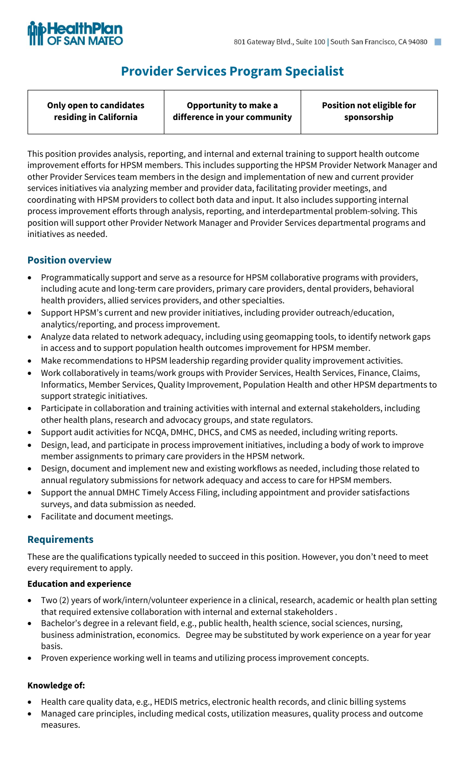HealthPlan OF SAN MATEO

801 Gateway Blvd., Suite 100 | South San Francisco, CA 94080

# Provider Services Program Specialist

| Only open to candidates residing in California | Opportunity to make a difference in your community | Position not eligible for sponsorship |
|---|---|---|

This position provides analysis, reporting, and internal and external training to support health outcome improvement efforts for HPSM members. This includes supporting the HPSM Provider Network Manager and other Provider Services team members in the design and implementation of new and current provider services initiatives via analyzing member and provider data, facilitating provider meetings, and coordinating with HPSM providers to collect both data and input. It also includes supporting internal process improvement efforts through analysis, reporting, and interdepartmental problem-solving. This position will support other Provider Network Manager and Provider Services departmental programs and initiatives as needed.

## Position overview

- Programmatically support and serve as a resource for HPSM collaborative programs with providers, including acute and long-term care providers, primary care providers, dental providers, behavioral health providers, allied services providers, and other specialties.
- Support HPSM's current and new provider initiatives, including provider outreach/education, analytics/reporting, and process improvement.
- Analyze data related to network adequacy, including using geomapping tools, to identify network gaps in access and to support population health outcomes improvement for HPSM member.
- Make recommendations to HPSM leadership regarding provider quality improvement activities.
- Work collaboratively in teams/work groups with Provider Services, Health Services, Finance, Claims, Informatics, Member Services, Quality Improvement, Population Health and other HPSM departments to support strategic initiatives.
- Participate in collaboration and training activities with internal and external stakeholders, including other health plans, research and advocacy groups, and state regulators.
- Support audit activities for NCQA, DMHC, DHCS, and CMS as needed, including writing reports.
- Design, lead, and participate in process improvement initiatives, including a body of work to improve member assignments to primary care providers in the HPSM network.
- Design, document and implement new and existing workflows as needed, including those related to annual regulatory submissions for network adequacy and access to care for HPSM members.
- Support the annual DMHC Timely Access Filing, including appointment and provider satisfactions surveys, and data submission as needed.
- Facilitate and document meetings.

## Requirements

These are the qualifications typically needed to succeed in this position. However, you don't need to meet every requirement to apply.

**Education and experience**

- Two (2) years of work/intern/volunteer experience in a clinical, research, academic or health plan setting that required extensive collaboration with internal and external stakeholders .
- Bachelor's degree in a relevant field, e.g., public health, health science, social sciences, nursing, business administration, economics. Degree may be substituted by work experience on a year for year basis.
- Proven experience working well in teams and utilizing process improvement concepts.

**Knowledge of:**

- Health care quality data, e.g., HEDIS metrics, electronic health records, and clinic billing systems
- Managed care principles, including medical costs, utilization measures, quality process and outcome measures.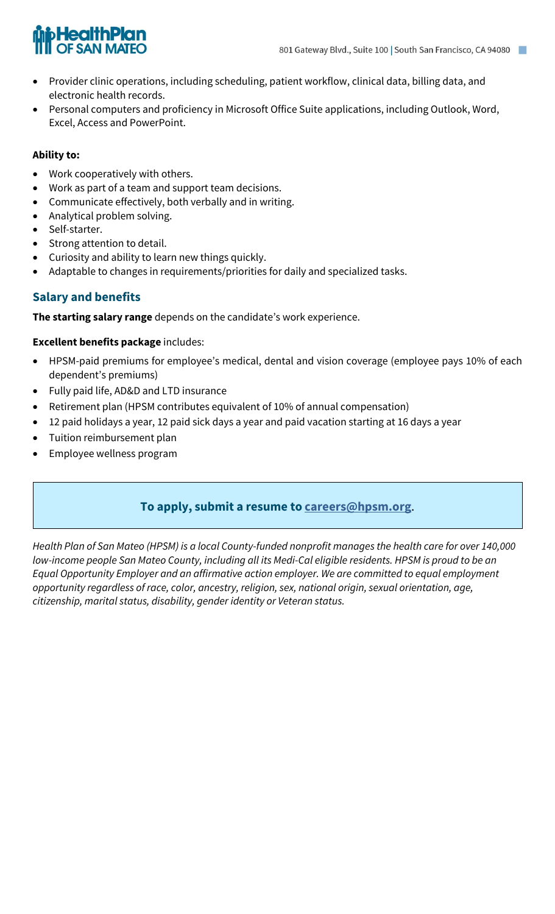- Provider clinic operations, including scheduling, patient workflow, clinical data, billing data, and electronic health records.
- Personal computers and proficiency in Microsoft Office Suite applications, including Outlook, Word, Excel, Access and PowerPoint.

**Ability to:**

- Work cooperatively with others.
- Work as part of a team and support team decisions.
- Communicate effectively, both verbally and in writing.
- Analytical problem solving.
- Self-starter.
- Strong attention to detail.
- Curiosity and ability to learn new things quickly.
- Adaptable to changes in requirements/priorities for daily and specialized tasks.

## Salary and benefits

**The starting salary range** depends on the candidate's work experience.

**Excellent benefits package** includes:

- HPSM-paid premiums for employee's medical, dental and vision coverage (employee pays 10% of each dependent's premiums)
- Fully paid life, AD&D and LTD insurance
- Retirement plan (HPSM contributes equivalent of 10% of annual compensation)
- 12 paid holidays a year, 12 paid sick days a year and paid vacation starting at 16 days a year
- Tuition reimbursement plan
- Employee wellness program

**To apply, submit a resume to [careers@hpsm.org](mailto:careers@hpsm.org).**

*Health Plan of San Mateo (HPSM) is a local County-funded nonprofit manages the health care for over 140,000 low-income people San Mateo County, including all its Medi-Cal eligible residents. HPSM is proud to be an Equal Opportunity Employer and an affirmative action employer. We are committed to equal employment opportunity regardless of race, color, ancestry, religion, sex, national origin, sexual orientation, age, citizenship, marital status, disability, gender identity or Veteran status.*